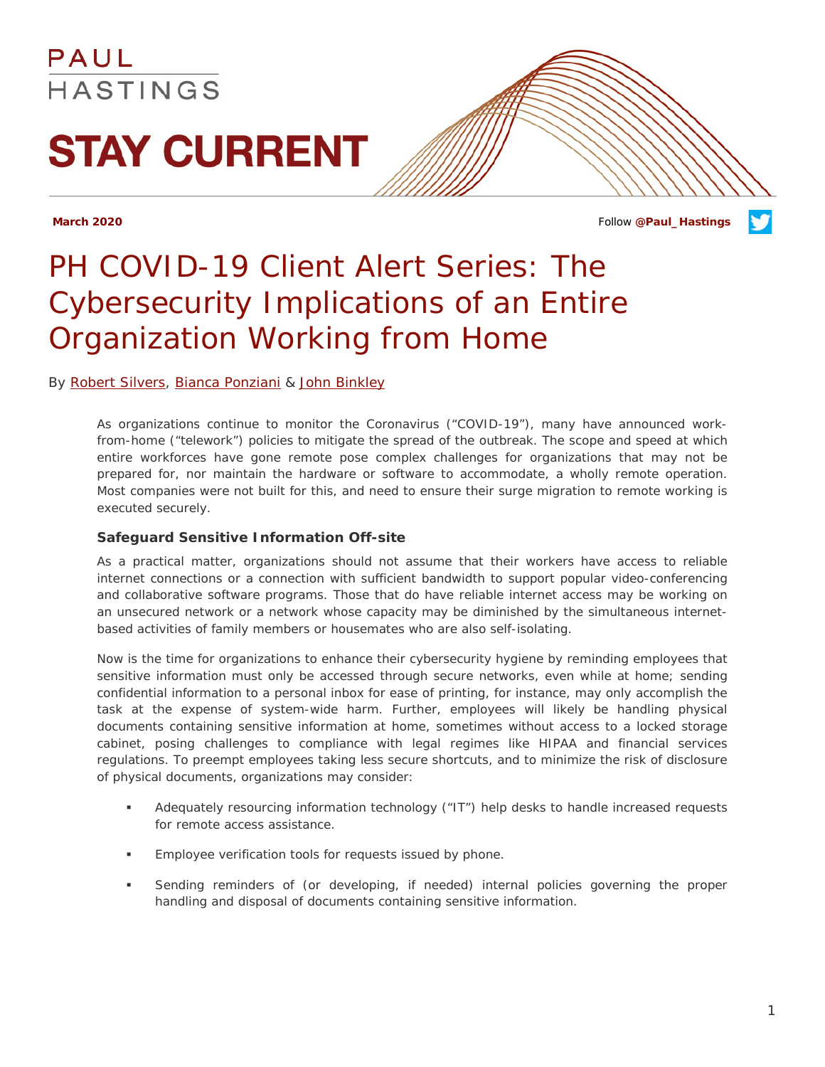PAUL HASTINGS

# STAY CURRENT

**March 2020**

Follow **@Paul_Hastings**

# PH COVID-19 Client Alert Series: The Cybersecurity Implications of an Entire Organization Working from Home

By Robert Silvers, Bianca Ponziani & John Binkley

As organizations continue to monitor the Coronavirus ("COVID-19"), many have announced work-from-home ("telework") policies to mitigate the spread of the outbreak. The scope and speed at which entire workforces have gone remote pose complex challenges for organizations that may not be prepared for, nor maintain the hardware or software to accommodate, a wholly remote operation. Most companies were not built for this, and need to ensure their surge migration to remote working is executed securely.

### Safeguard Sensitive Information Off-site

As a practical matter, organizations should not assume that their workers have access to reliable internet connections or a connection with sufficient bandwidth to support popular video-conferencing and collaborative software programs. Those that do have reliable internet access may be working on an unsecured network or a network whose capacity may be diminished by the simultaneous internet-based activities of family members or housemates who are also self-isolating.

Now is the time for organizations to enhance their cybersecurity hygiene by reminding employees that sensitive information must only be accessed through secure networks, even while at home; sending confidential information to a personal inbox for ease of printing, for instance, may only accomplish the task at the expense of system-wide harm. Further, employees will likely be handling physical documents containing sensitive information at home, sometimes without access to a locked storage cabinet, posing challenges to compliance with legal regimes like HIPAA and financial services regulations. To preempt employees taking less secure shortcuts, and to minimize the risk of disclosure of physical documents, organizations may consider:

- Adequately resourcing information technology ("IT") help desks to handle increased requests for remote access assistance.
- Employee verification tools for requests issued by phone.
- Sending reminders of (or developing, if needed) internal policies governing the proper handling and disposal of documents containing sensitive information.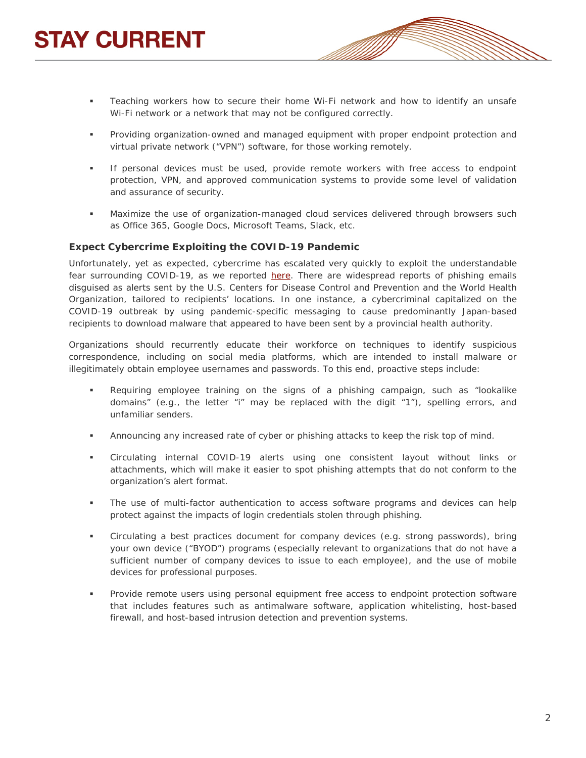- Teaching workers how to secure their home Wi-Fi network and how to identify an unsafe Wi-Fi network or a network that may not be configured correctly.
- Providing organization-owned and managed equipment with proper endpoint protection and virtual private network ("VPN") software, for those working remotely.
- If personal devices must be used, provide remote workers with free access to endpoint protection, VPN, and approved communication systems to provide some level of validation and assurance of security.
- Maximize the use of organization-managed cloud services delivered through browsers such as Office 365, Google Docs, Microsoft Teams, Slack, etc.

### Expect Cybercrime Exploiting the COVID-19 Pandemic

Unfortunately, yet as expected, cybercrime has escalated very quickly to exploit the understandable fear surrounding COVID-19, as we reported here. There are widespread reports of phishing emails disguised as alerts sent by the U.S. Centers for Disease Control and Prevention and the World Health Organization, tailored to recipients' locations. In one instance, a cybercriminal capitalized on the COVID-19 outbreak by using pandemic-specific messaging to cause predominantly Japan-based recipients to download malware that appeared to have been sent by a provincial health authority.

Organizations should recurrently educate their workforce on techniques to identify suspicious correspondence, including on social media platforms, which are intended to install malware or illegitimately obtain employee usernames and passwords. To this end, proactive steps include:

- Requiring employee training on the signs of a phishing campaign, such as "lookalike domains" (e.g., the letter "i" may be replaced with the digit "1"), spelling errors, and unfamiliar senders.
- Announcing any increased rate of cyber or phishing attacks to keep the risk top of mind.
- Circulating internal COVID-19 alerts using one consistent layout without links or attachments, which will make it easier to spot phishing attempts that do not conform to the organization's alert format.
- The use of multi-factor authentication to access software programs and devices can help protect against the impacts of login credentials stolen through phishing.
- Circulating a best practices document for company devices (e.g. strong passwords), bring your own device ("BYOD") programs (especially relevant to organizations that do not have a sufficient number of company devices to issue to each employee), and the use of mobile devices for professional purposes.
- Provide remote users using personal equipment free access to endpoint protection software that includes features such as antimalware software, application whitelisting, host-based firewall, and host-based intrusion detection and prevention systems.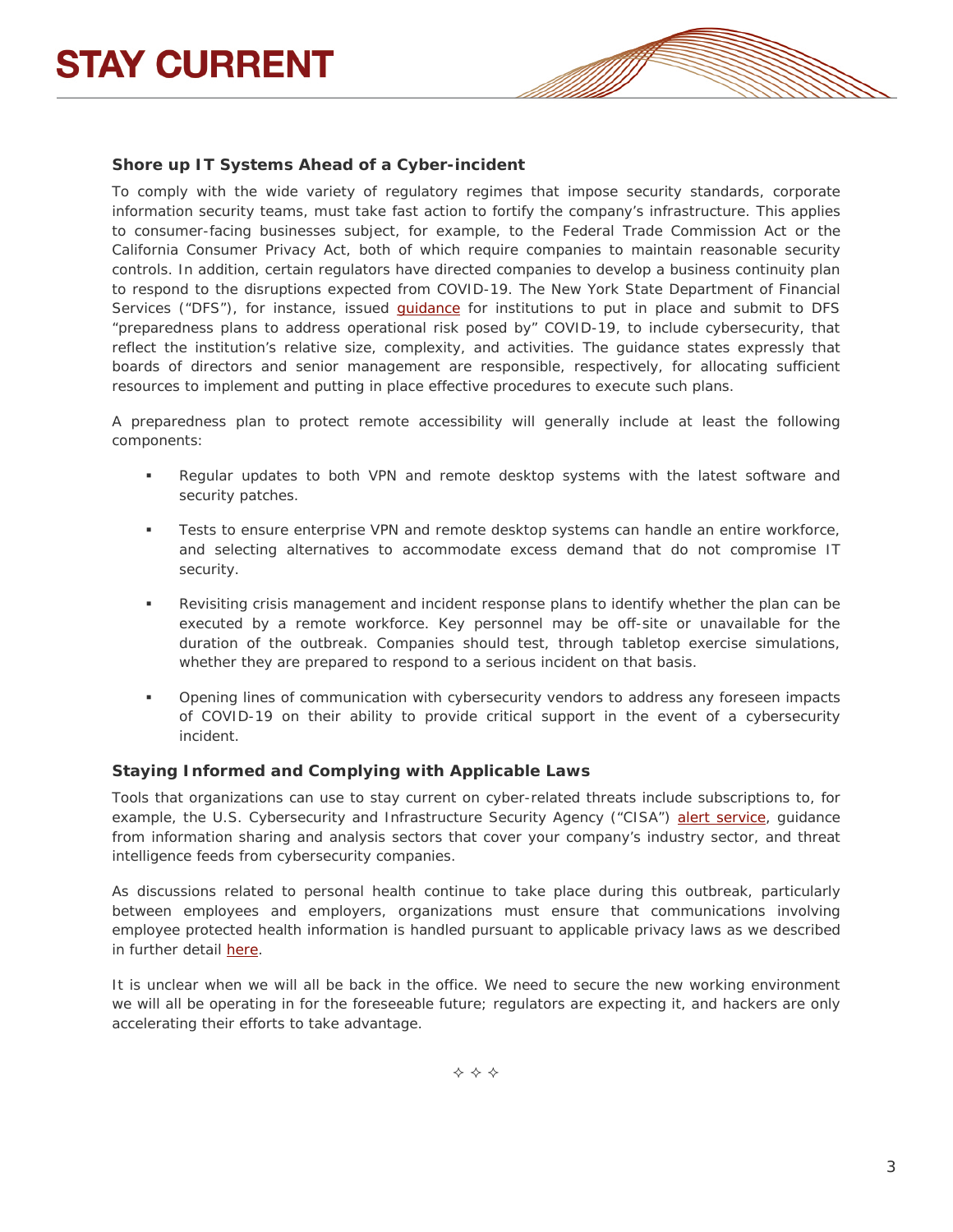### Shore up IT Systems Ahead of a Cyber-incident

To comply with the wide variety of regulatory regimes that impose security standards, corporate information security teams, must take fast action to fortify the company's infrastructure. This applies to consumer-facing businesses subject, for example, to the Federal Trade Commission Act or the California Consumer Privacy Act, both of which require companies to maintain reasonable security controls. In addition, certain regulators have directed companies to develop a business continuity plan to respond to the disruptions expected from COVID-19. The New York State Department of Financial Services ("DFS"), for instance, issued guidance for institutions to put in place and submit to DFS "preparedness plans to address operational risk posed by" COVID-19, to include cybersecurity, that reflect the institution's relative size, complexity, and activities. The guidance states expressly that boards of directors and senior management are responsible, respectively, for allocating sufficient resources to implement and putting in place effective procedures to execute such plans.

A preparedness plan to protect remote accessibility will generally include at least the following components:

- Regular updates to both VPN and remote desktop systems with the latest software and security patches.
- Tests to ensure enterprise VPN and remote desktop systems can handle an entire workforce, and selecting alternatives to accommodate excess demand that do not compromise IT security.
- Revisiting crisis management and incident response plans to identify whether the plan can be executed by a remote workforce. Key personnel may be off-site or unavailable for the duration of the outbreak. Companies should test, through tabletop exercise simulations, whether they are prepared to respond to a serious incident on that basis.
- Opening lines of communication with cybersecurity vendors to address any foreseen impacts of COVID-19 on their ability to provide critical support in the event of a cybersecurity incident.

### Staying Informed and Complying with Applicable Laws

Tools that organizations can use to stay current on cyber-related threats include subscriptions to, for example, the U.S. Cybersecurity and Infrastructure Security Agency ("CISA") alert service, guidance from information sharing and analysis sectors that cover your company's industry sector, and threat intelligence feeds from cybersecurity companies.

As discussions related to personal health continue to take place during this outbreak, particularly between employees and employers, organizations must ensure that communications involving employee protected health information is handled pursuant to applicable privacy laws as we described in further detail here.

It is unclear when we will all be back in the office. We need to secure the new working environment we will all be operating in for the foreseeable future; regulators are expecting it, and hackers are only accelerating their efforts to take advantage.

✧ ✧ ✧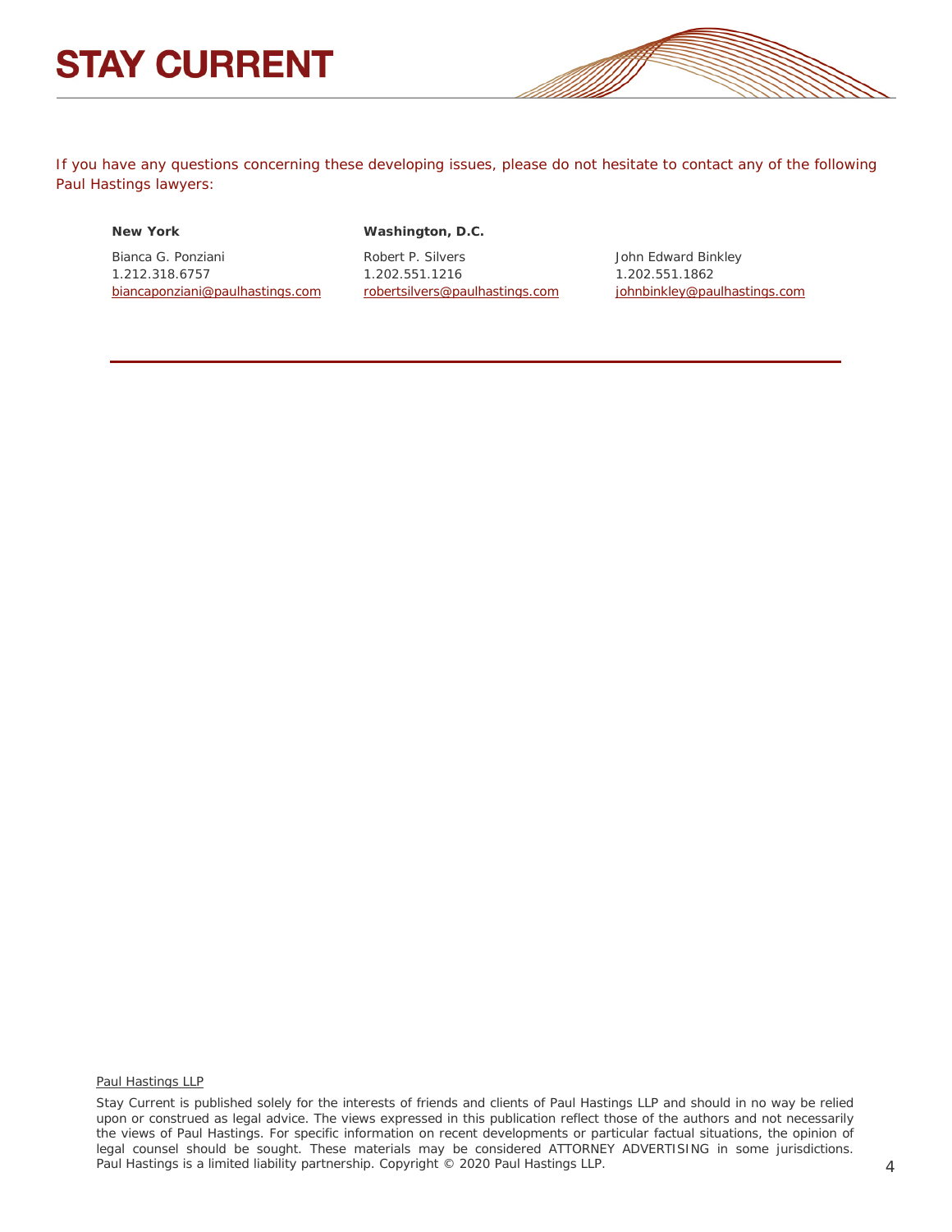If you have any questions concerning these developing issues, please do not hesitate to contact any of the following Paul Hastings lawyers:

**New York**

Bianca G. Ponziani
1.212.318.6757
biancaponziani@paulhastings.com

**Washington, D.C.**

Robert P. Silvers
1.202.551.1216
robertsilvers@paulhastings.com

John Edward Binkley
1.202.551.1862
johnbinkley@paulhastings.com

---

Paul Hastings LLP

Stay Current is published solely for the interests of friends and clients of Paul Hastings LLP and should in no way be relied upon or construed as legal advice. The views expressed in this publication reflect those of the authors and not necessarily the views of Paul Hastings. For specific information on recent developments or particular factual situations, the opinion of legal counsel should be sought. These materials may be considered ATTORNEY ADVERTISING in some jurisdictions. Paul Hastings is a limited liability partnership. Copyright © 2020 Paul Hastings LLP.